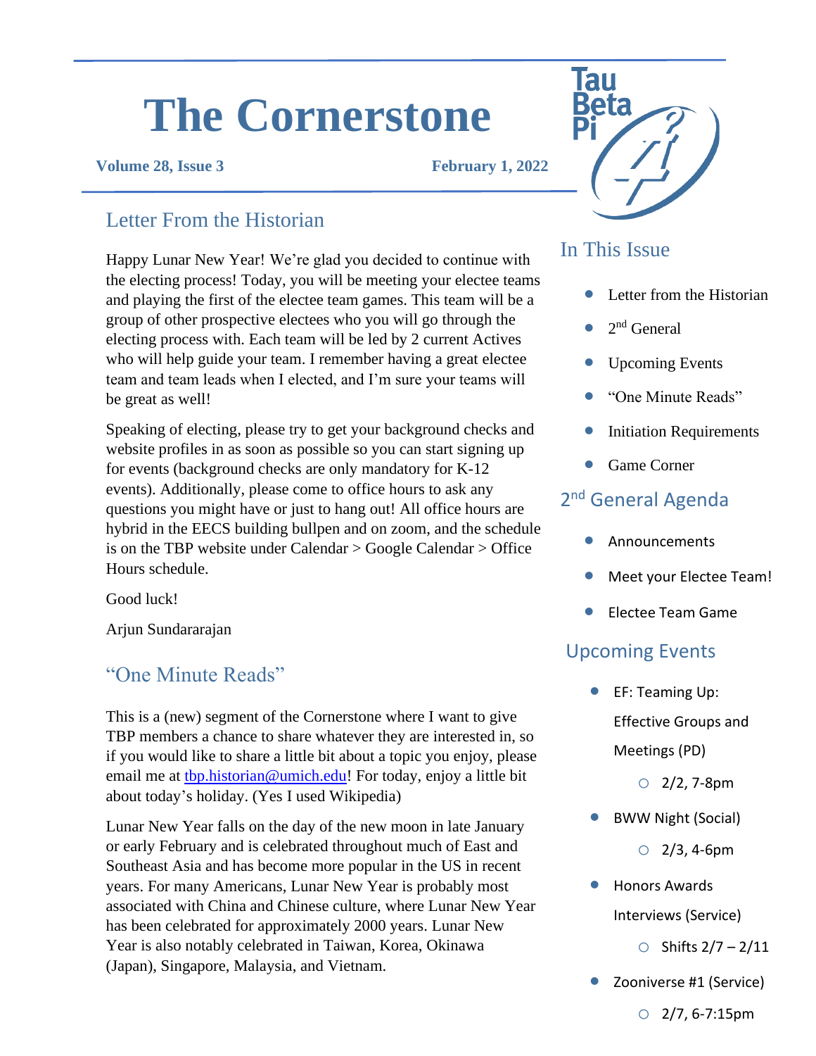# The Cornerstone

**Volume 28, Issue 3** **February 1, 2022**

## Letter From the Historian

Happy Lunar New Year! We're glad you decided to continue with the electing process! Today, you will be meeting your electee teams and playing the first of the electee team games. This team will be a group of other prospective electees who you will go through the electing process with. Each team will be led by 2 current Actives who will help guide your team. I remember having a great electee team and team leads when I elected, and I'm sure your teams will be great as well!

Speaking of electing, please try to get your background checks and website profiles in as soon as possible so you can start signing up for events (background checks are only mandatory for K-12 events). Additionally, please come to office hours to ask any questions you might have or just to hang out! All office hours are hybrid in the EECS building bullpen and on zoom, and the schedule is on the TBP website under Calendar > Google Calendar > Office Hours schedule.

Good luck!

Arjun Sundararajan

## "One Minute Reads"

This is a (new) segment of the Cornerstone where I want to give TBP members a chance to share whatever they are interested in, so if you would like to share a little bit about a topic you enjoy, please email me at tbp.historian@umich.edu! For today, enjoy a little bit about today's holiday. (Yes I used Wikipedia)

Lunar New Year falls on the day of the new moon in late January or early February and is celebrated throughout much of East and Southeast Asia and has become more popular in the US in recent years. For many Americans, Lunar New Year is probably most associated with China and Chinese culture, where Lunar New Year has been celebrated for approximately 2000 years. Lunar New Year is also notably celebrated in Taiwan, Korea, Okinawa (Japan), Singapore, Malaysia, and Vietnam.

## In This Issue

- Letter from the Historian
- 2nd General
- Upcoming Events
- "One Minute Reads"
- Initiation Requirements
- Game Corner

## 2nd General Agenda

- Announcements
- Meet your Electee Team!
- Electee Team Game

## Upcoming Events

- EF: Teaming Up: Effective Groups and Meetings (PD)
  - 2/2, 7-8pm
- BWW Night (Social)
  - 2/3, 4-6pm
- Honors Awards Interviews (Service)
  - Shifts 2/7 – 2/11
- Zooniverse #1 (Service)
  - 2/7, 6-7:15pm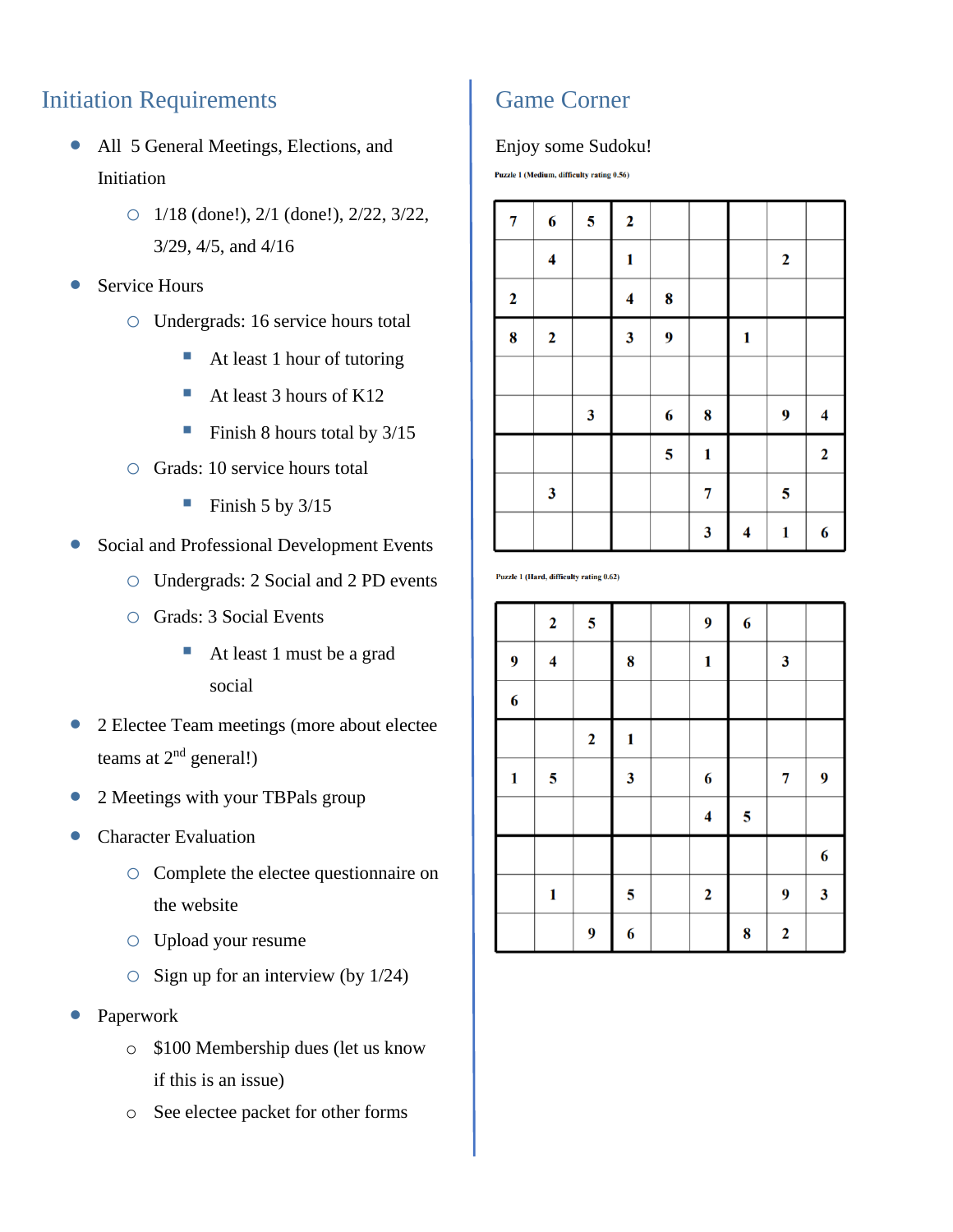## Initiation Requirements

- All 5 General Meetings, Elections, and Initiation
  - 1/18 (done!), 2/1 (done!), 2/22, 3/22, 3/29, 4/5, and 4/16
- Service Hours
  - Undergrads: 16 service hours total
    - At least 1 hour of tutoring
    - At least 3 hours of K12
    - Finish 8 hours total by 3/15
  - Grads: 10 service hours total
    - Finish 5 by 3/15
- Social and Professional Development Events
  - Undergrads: 2 Social and 2 PD events
  - Grads: 3 Social Events
    - At least 1 must be a grad social
- 2 Electee Team meetings (more about electee teams at 2nd general!)
- 2 Meetings with your TBPals group
- Character Evaluation
  - Complete the electee questionnaire on the website
  - Upload your resume
  - Sign up for an interview (by 1/24)
- Paperwork
  - $100 Membership dues (let us know if this is an issue)
  - See electee packet for other forms

## Game Corner

Enjoy some Sudoku!

**Puzzle 1 (Medium, difficulty rating 0.56)**

| | | | | | | | | |
|---|---|---|---|---|---|---|---|---|
| 7 | 6 | 5 | 2 | | | | | |
| | 4 | | 1 | | | | 2 | |
| 2 | | | 4 | 8 | | | | |
| 8 | 2 | | 3 | 9 | | 1 | | |
| | | | | | | | | |
| | | 3 | | 6 | 8 | | 9 | 4 |
| | | | | 5 | 1 | | | 2 |
| | 3 | | | | 7 | | 5 | |
| | | | | | 3 | 4 | 1 | 6 |

**Puzzle 1 (Hard, difficulty rating 0.62)**

| | | | | | | | | |
|---|---|---|---|---|---|---|---|---|
| | 2 | 5 | | | 9 | 6 | | |
| 9 | 4 | | 8 | | 1 | | 3 | |
| 6 | | | | | | | | |
| | | 2 | 1 | | | | | |
| 1 | 5 | | 3 | | 6 | | 7 | 9 |
| | | | | | 4 | 5 | | |
| | | | | | | | | 6 |
| | 1 | | 5 | | 2 | | 9 | 3 |
| | | 9 | 6 | | | 8 | 2 | |